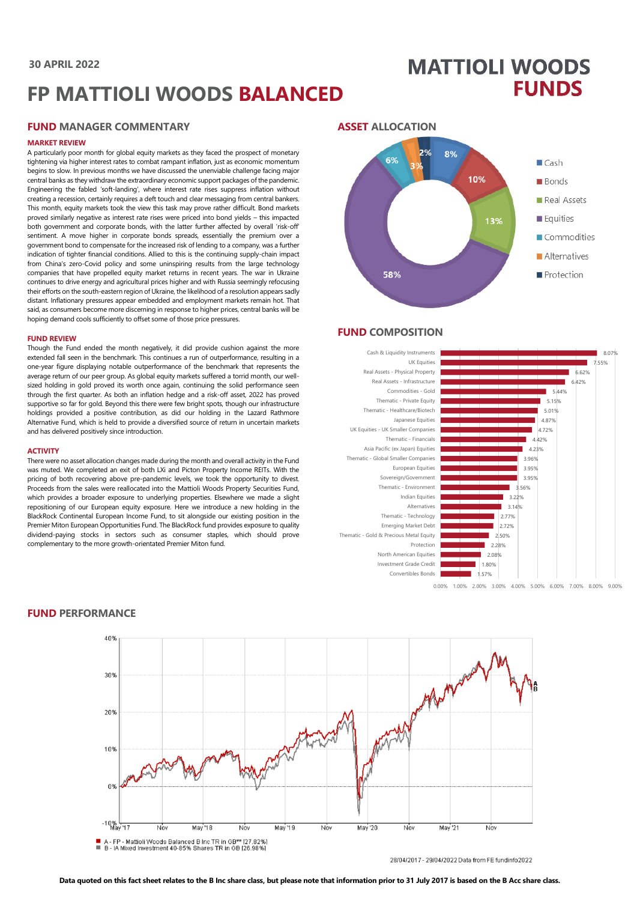30 APRIL 2022

# FP MATTIOLI WOODS BALANCED

MATTIOLI WOODS FUNDS

## FUND MANAGER COMMENTARY

### MARKET REVIEW

A particularly poor month for global equity markets as they faced the prospect of monetary tightening via higher interest rates to combat rampant inflation, just as economic momentum begins to slow. In previous months we have discussed the unenviable challenge facing major central banks as they withdraw the extraordinary economic support packages of the pandemic. Engineering the fabled 'soft-landing', where interest rate rises suppress inflation without creating a recession, certainly requires a deft touch and clear messaging from central bankers. This month, equity markets took the view this task may prove rather difficult. Bond markets proved similarly negative as interest rate rises were priced into bond yields – this impacted both government and corporate bonds, with the latter further affected by overall 'risk-off' sentiment. A move higher in corporate bonds spreads, essentially the premium over a government bond to compensate for the increased risk of lending to a company, was a further indication of tighter financial conditions. Allied to this is the continuing supply-chain impact from China's zero-Covid policy and some uninspiring results from the large technology companies that have propelled equity market returns in recent years. The war in Ukraine continues to drive energy and agricultural prices higher and with Russia seemingly refocusing their efforts on the south-eastern region of Ukraine, the likelihood of a resolution appears sadly distant. Inflationary pressures appear embedded and employment markets remain hot. That said, as consumers become more discerning in response to higher prices, central banks will be hoping demand cools sufficiently to offset some of those price pressures.

### FUND REVIEW

Though the Fund ended the month negatively, it did provide cushion against the more extended fall seen in the benchmark. This continues a run of outperformance, resulting in a one-year figure displaying notable outperformance of the benchmark that represents the average return of our peer group. As global equity markets suffered a torrid month, our well-sized holding in gold proved its worth once again, continuing the solid performance seen through the first quarter. As both an inflation hedge and a risk-off asset, 2022 has proved supportive so far for gold. Beyond this there were few bright spots, though our infrastructure holdings provided a positive contribution, as did our holding in the Lazard Rathmore Alternative Fund, which is held to provide a diversified source of return in uncertain markets and has delivered positively since introduction.

### ACTIVITY

There were no asset allocation changes made during the month and overall activity in the Fund was muted. We completed an exit of both LXi and Picton Property Income REITs. With the pricing of both recovering above pre-pandemic levels, we took the opportunity to divest. Proceeds from the sales were reallocated into the Mattioli Woods Property Securities Fund, which provides a broader exposure to underlying properties. Elsewhere we made a slight repositioning of our European equity exposure. Here we introduce a new holding in the BlackRock Continental European Income Fund, to sit alongside our existing position in the Premier Miton European Opportunities Fund. The BlackRock fund provides exposure to quality dividend-paying stocks in sectors such as consumer staples, which should prove complementary to the more growth-orientated Premier Miton fund.

## ASSET ALLOCATION

Cash 8%
Bonds 10%
Real Assets 13%
Equities 58%
Commodities 6%
Alternatives 3%
Protection 2%

## FUND COMPOSITION

Cash & Liquidity Instruments 8.07%
UK Equities 7.55%
Real Assets - Physical Property 6.62%
Real Assets - Infrastructure 6.42%
Commodities - Gold 5.44%
Thematic - Private Equity 5.15%
Thematic - Healthcare/Biotech 5.01%
Japanese Equities 4.87%
UK Equities - UK Smaller Companies 4.72%
Thematic - Financials 4.42%
Asia Pacific (ex Japan) Equities 4.23%
Thematic - Global Smaller Companies 3.96%
European Equities 3.95%
Sovereign/Government 3.95%
Thematic - Environment 3.56%
Indian Equities 3.22%
Alternatives 3.14%
Thematic - Technology 2.77%
Emerging Market Debt 2.72%
Thematic - Gold & Precious Metal Equity 2.50%
Protection 2.28%
North American Equities 2.08%
Investment Grade Credit 1.80%
Convertibles Bonds 1.57%

0.00% 1.00% 2.00% 3.00% 4.00% 5.00% 6.00% 7.00% 8.00% 9.00%

## FUND PERFORMANCE

40%
30%
20%
10%
0%
-10%

May '17 Nov May '18 Nov May '19 Nov May '20 Nov May '21 Nov

A - FP - Mattioli Woods Balanced B Inc TR in GB** [27.82%]
B - IA Mixed Investment 40-85% Shares TR in GB [26.98%]

28/04/2017 - 29/04/2022 Data from FE fundinfo2022

**Data quoted on this fact sheet relates to the B Inc share class, but please note that information prior to 31 July 2017 is based on the B Acc share class.**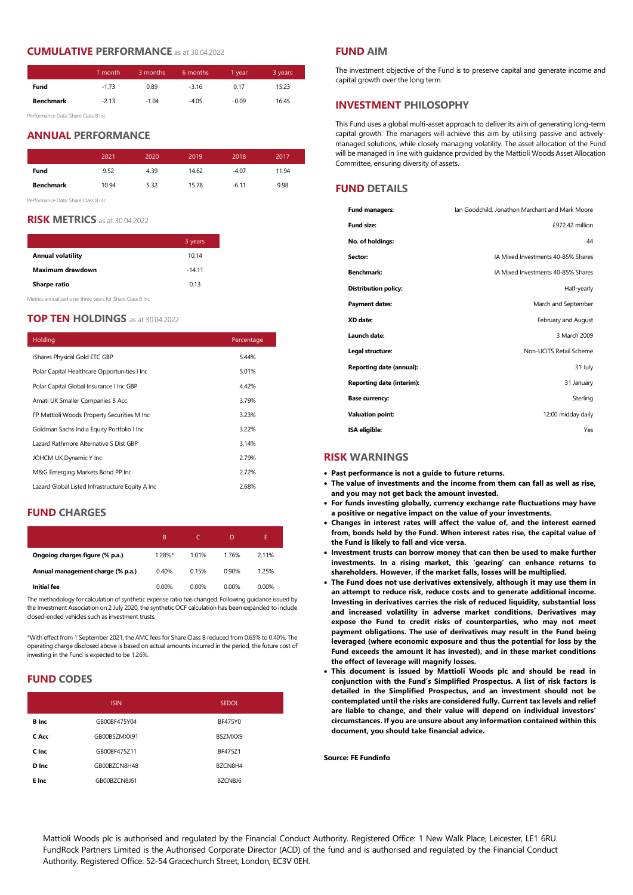## CUMULATIVE PERFORMANCE as at 30.04.2022

| | 1 month | 3 months | 6 months | 1 year | 3 years |
|---|---|---|---|---|---|
| **Fund** | -1.73 | 0.89 | -3.16 | 0.17 | 15.23 |
| **Benchmark** | -2.13 | -1.04 | -4.05 | -0.09 | 16.45 |

Performance Data: Share Class B Inc

## ANNUAL PERFORMANCE

| | 2021 | 2020 | 2019 | 2018 | 2017 |
|---|---|---|---|---|---|
| **Fund** | 9.52 | 4.39 | 14.62 | -4.07 | 11.94 |
| **Benchmark** | 10.94 | 5.32 | 15.78 | -6.11 | 9.98 |

Performance Data: Share Class B Inc

## RISK METRICS as at 30.04.2022

| | 3 years |
|---|---|
| **Annual volatility** | 10.14 |
| **Maximum drawdown** | -14.11 |
| **Sharpe ratio** | 0.13 |

Metrics annualised over three years for Share Class B Inc

## TOP TEN HOLDINGS as at 30.04.2022

| Holding | Percentage |
|---|---|
| iShares Physical Gold ETC GBP | 5.44% |
| Polar Capital Healthcare Opportunities I Inc | 5.01% |
| Polar Capital Global Insurance I Inc GBP | 4.42% |
| Amati UK Smaller Companies B Acc | 3.79% |
| FP Mattioli Woods Property Securities M Inc | 3.23% |
| Goldman Sachs India Equity Portfolio I Inc | 3.22% |
| Lazard Rathmore Alternative S Dist GBP | 3.14% |
| JOHCM UK Dynamic Y Inc | 2.79% |
| M&G Emerging Markets Bond PP Inc | 2.72% |
| Lazard Global Listed Infrastructure Equity A Inc | 2.68% |

## FUND CHARGES

| | B | C | D | E |
|---|---|---|---|---|
| **Ongoing charges figure (% p.a.)** | 1.28%* | 1.01% | 1.76% | 2.11% |
| **Annual management charge (% p.a.)** | 0.40% | 0.15% | 0.90% | 1.25% |
| **Initial fee** | 0.00% | 0.00% | 0.00% | 0.00% |

The methodology for calculation of synthetic expense ratio has changed. Following guidance issued by the Investment Association on 2 July 2020, the synthetic OCF calculation has been expanded to include closed-ended vehicles such as investment trusts.

*With effect from 1 September 2021, the AMC fees for Share Class B reduced from 0.65% to 0.40%. The operating charge disclosed above is based on actual amounts incurred in the period, the future cost of investing in the Fund is expected to be 1.26%.

## FUND CODES

| | ISIN | SEDOL |
|---|---|---|
| **B Inc** | GB00BF475Y04 | BF475Y0 |
| **C Acc** | GB00B5ZMXX91 | B5ZMXX9 |
| **C Inc** | GB00BF475Z11 | BF475Z1 |
| **D Inc** | GB00BZCN8H48 | BZCN8H4 |
| **E Inc** | GB00BZCN8J61 | BZCN8J6 |

## FUND AIM

The investment objective of the Fund is to preserve capital and generate income and capital growth over the long term.

## INVESTMENT PHILOSOPHY

This Fund uses a global multi-asset approach to deliver its aim of generating long-term capital growth. The managers will achieve this aim by utilising passive and actively-managed solutions, while closely managing volatility. The asset allocation of the Fund will be managed in line with guidance provided by the Mattioli Woods Asset Allocation Committee, ensuring diversity of assets.

## FUND DETAILS

| | |
|---|---|
| **Fund managers:** | Ian Goodchild, Jonathon Marchant and Mark Moore |
| **Fund size:** | £972.42 million |
| **No. of holdings:** | 44 |
| **Sector:** | IA Mixed Investments 40-85% Shares |
| **Benchmark:** | IA Mixed Investments 40-85% Shares |
| **Distribution policy:** | Half-yearly |
| **Payment dates:** | March and September |
| **XD date:** | February and August |
| **Launch date:** | 3 March 2009 |
| **Legal structure:** | Non-UCITS Retail Scheme |
| **Reporting date (annual):** | 31 July |
| **Reporting date (interim):** | 31 January |
| **Base currency:** | Sterling |
| **Valuation point:** | 12:00 midday daily |
| **ISA eligible:** | Yes |

## RISK WARNINGS

- **Past performance is not a guide to future returns.**
- **The value of investments and the income from them can fall as well as rise, and you may not get back the amount invested.**
- **For funds investing globally, currency exchange rate fluctuations may have a positive or negative impact on the value of your investments.**
- **Changes in interest rates will affect the value of, and the interest earned from, bonds held by the Fund. When interest rates rise, the capital value of the Fund is likely to fall and vice versa.**
- **Investment trusts can borrow money that can then be used to make further investments. In a rising market, this 'gearing' can enhance returns to shareholders. However, if the market falls, losses will be multiplied.**
- **The Fund does not use derivatives extensively, although it may use them in an attempt to reduce risk, reduce costs and to generate additional income. Investing in derivatives carries the risk of reduced liquidity, substantial loss and increased volatility in adverse market conditions. Derivatives may expose the Fund to credit risks of counterparties, who may not meet payment obligations. The use of derivatives may result in the Fund being leveraged (where economic exposure and thus the potential for loss by the Fund exceeds the amount it has invested), and in these market conditions the effect of leverage will magnify losses.**
- **This document is issued by Mattioli Woods plc and should be read in conjunction with the Fund's Simplified Prospectus. A list of risk factors is detailed in the Simplified Prospectus, and an investment should not be contemplated until the risks are considered fully. Current tax levels and relief are liable to change, and their value will depend on individual investors' circumstances. If you are unsure about any information contained within this document, you should take financial advice.**

**Source: FE Fundinfo**

Mattioli Woods plc is authorised and regulated by the Financial Conduct Authority. Registered Office: 1 New Walk Place, Leicester, LE1 6RU. FundRock Partners Limited is the Authorised Corporate Director (ACD) of the fund and is authorised and regulated by the Financial Conduct Authority. Registered Office: 52-54 Gracechurch Street, London, EC3V 0EH.